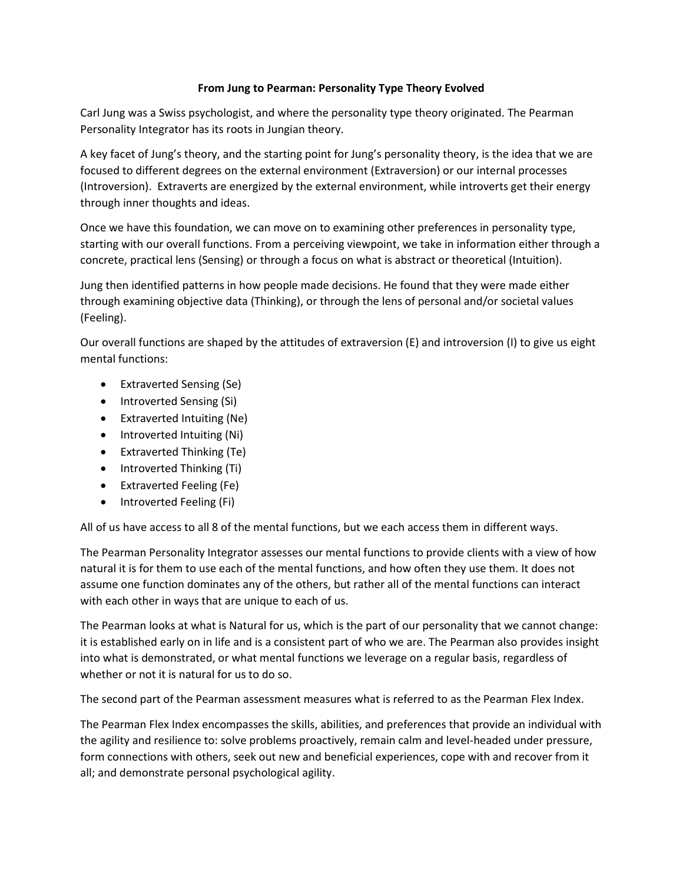**From Jung to Pearman: Personality Type Theory Evolved**

Carl Jung was a Swiss psychologist, and where the personality type theory originated. The Pearman Personality Integrator has its roots in Jungian theory.

A key facet of Jung's theory, and the starting point for Jung's personality theory, is the idea that we are focused to different degrees on the external environment (Extraversion) or our internal processes (Introversion). Extraverts are energized by the external environment, while introverts get their energy through inner thoughts and ideas.

Once we have this foundation, we can move on to examining other preferences in personality type, starting with our overall functions. From a perceiving viewpoint, we take in information either through a concrete, practical lens (Sensing) or through a focus on what is abstract or theoretical (Intuition).

Jung then identified patterns in how people made decisions. He found that they were made either through examining objective data (Thinking), or through the lens of personal and/or societal values (Feeling).

Our overall functions are shaped by the attitudes of extraversion (E) and introversion (I) to give us eight mental functions:

- Extraverted Sensing (Se)
- Introverted Sensing (Si)
- Extraverted Intuiting (Ne)
- Introverted Intuiting (Ni)
- Extraverted Thinking (Te)
- Introverted Thinking (Ti)
- Extraverted Feeling (Fe)
- Introverted Feeling (Fi)

All of us have access to all 8 of the mental functions, but we each access them in different ways.

The Pearman Personality Integrator assesses our mental functions to provide clients with a view of how natural it is for them to use each of the mental functions, and how often they use them. It does not assume one function dominates any of the others, but rather all of the mental functions can interact with each other in ways that are unique to each of us.

The Pearman looks at what is Natural for us, which is the part of our personality that we cannot change: it is established early on in life and is a consistent part of who we are. The Pearman also provides insight into what is demonstrated, or what mental functions we leverage on a regular basis, regardless of whether or not it is natural for us to do so.

The second part of the Pearman assessment measures what is referred to as the Pearman Flex Index.

The Pearman Flex Index encompasses the skills, abilities, and preferences that provide an individual with the agility and resilience to: solve problems proactively, remain calm and level-headed under pressure, form connections with others, seek out new and beneficial experiences, cope with and recover from it all; and demonstrate personal psychological agility.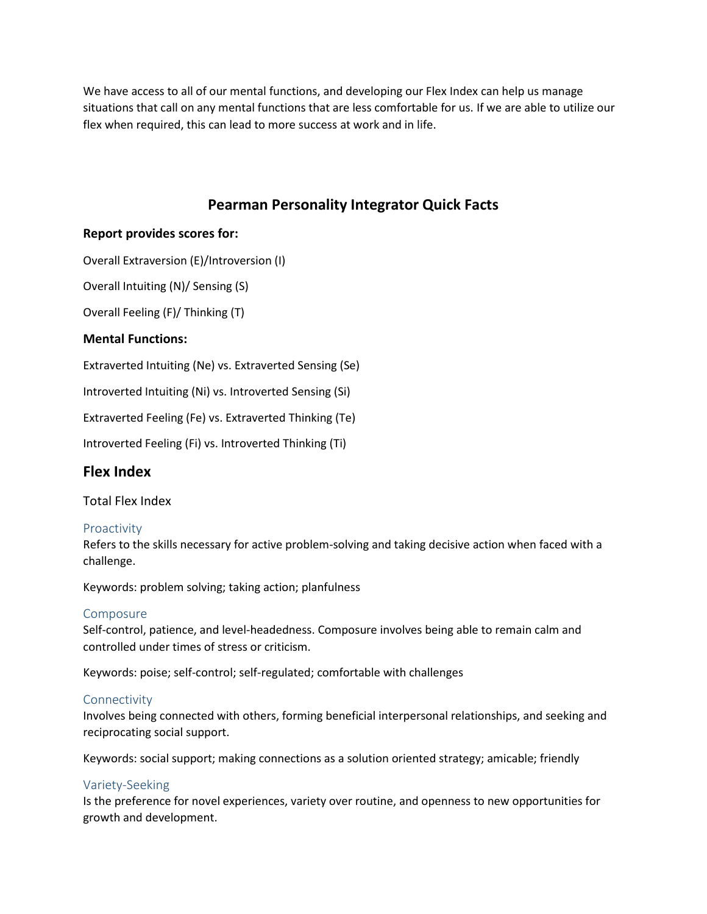We have access to all of our mental functions, and developing our Flex Index can help us manage situations that call on any mental functions that are less comfortable for us. If we are able to utilize our flex when required, this can lead to more success at work and in life.

## Pearman Personality Integrator Quick Facts

**Report provides scores for:**

Overall Extraversion (E)/Introversion (I)

Overall Intuiting (N)/ Sensing (S)

Overall Feeling (F)/ Thinking (T)

**Mental Functions:**

Extraverted Intuiting (Ne) vs. Extraverted Sensing (Se)

Introverted Intuiting (Ni) vs. Introverted Sensing (Si)

Extraverted Feeling (Fe) vs. Extraverted Thinking (Te)

Introverted Feeling (Fi) vs. Introverted Thinking (Ti)

## Flex Index

Total Flex Index

### Proactivity

Refers to the skills necessary for active problem-solving and taking decisive action when faced with a challenge.

Keywords: problem solving; taking action; planfulness

### Composure

Self-control, patience, and level-headedness. Composure involves being able to remain calm and controlled under times of stress or criticism.

Keywords: poise; self-control; self-regulated; comfortable with challenges

### Connectivity

Involves being connected with others, forming beneficial interpersonal relationships, and seeking and reciprocating social support.

Keywords: social support; making connections as a solution oriented strategy; amicable; friendly

### Variety-Seeking

Is the preference for novel experiences, variety over routine, and openness to new opportunities for growth and development.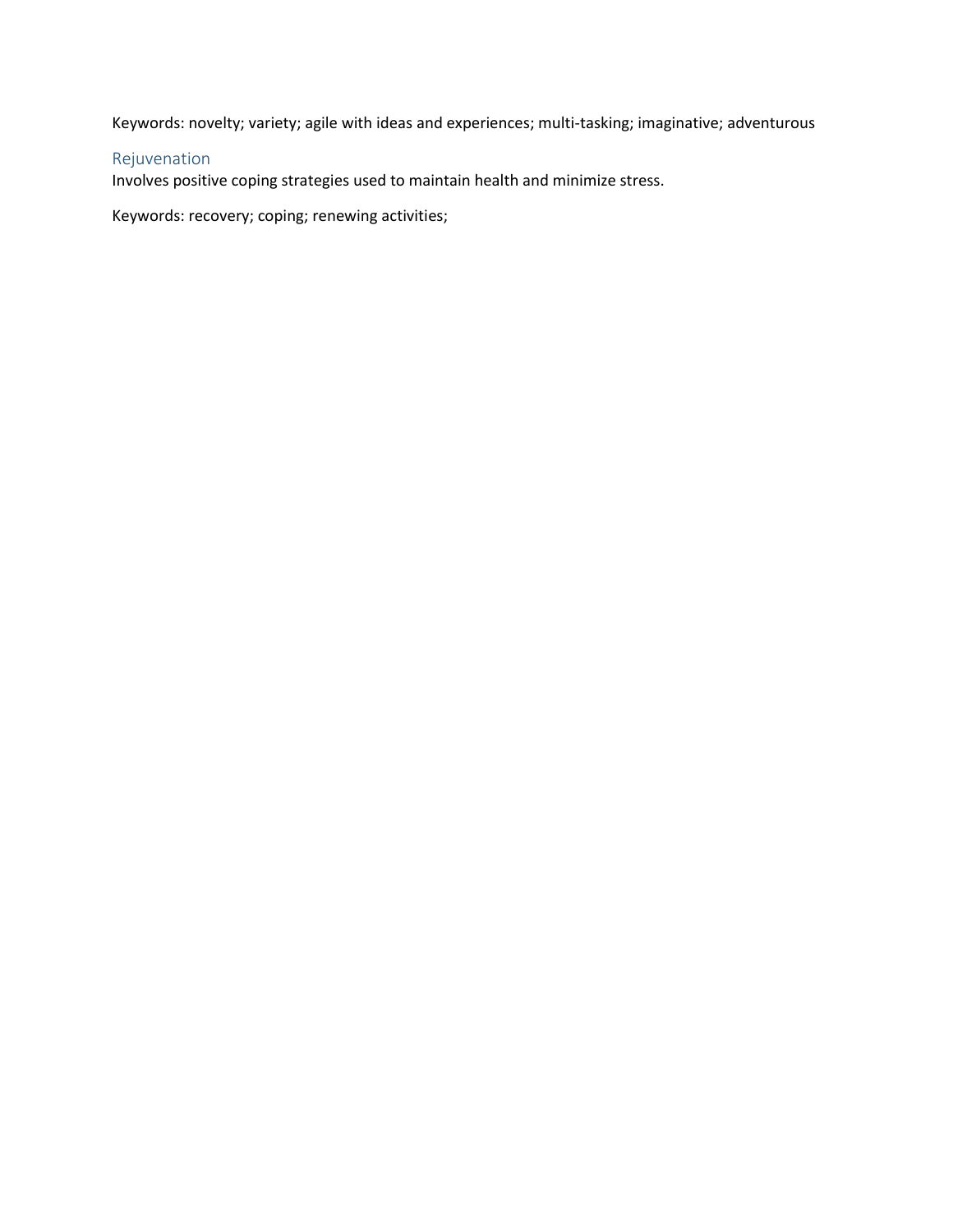Keywords: novelty; variety; agile with ideas and experiences; multi-tasking; imaginative; adventurous

## Rejuvenation

Involves positive coping strategies used to maintain health and minimize stress.

Keywords: recovery; coping; renewing activities;